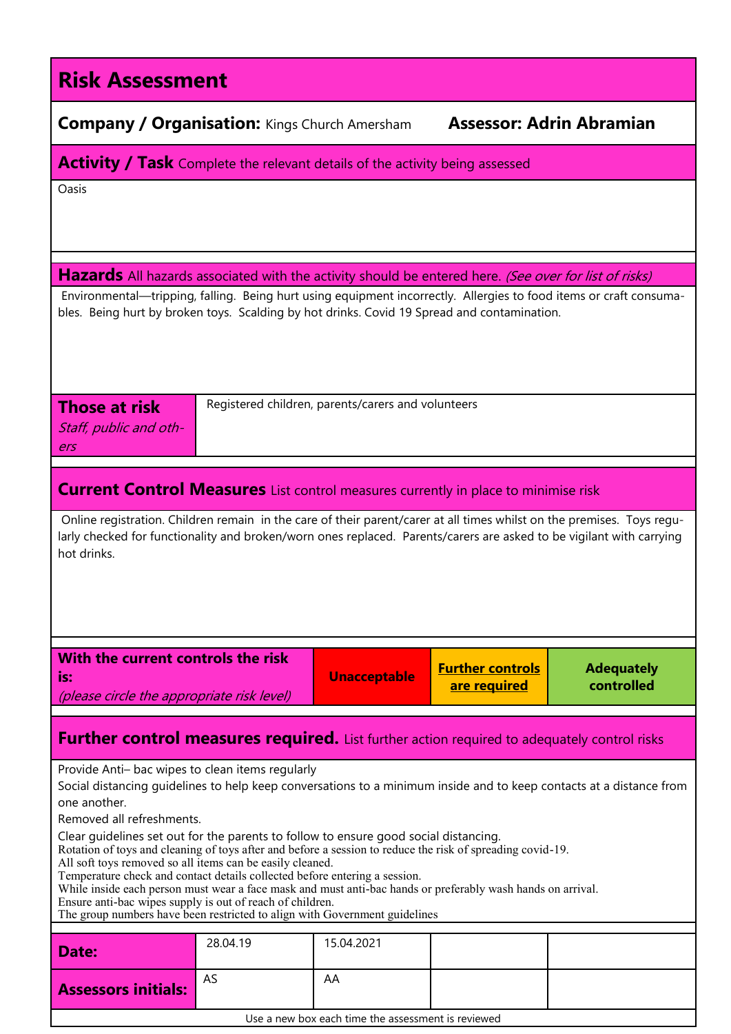# Risk Assessment

**Company / Organisation:** Kings Church Amersham **Assessor: Adrin Abramian**

## Activity / Task
Complete the relevant details of the activity being assessed

Oasis

## Hazards
All hazards associated with the activity should be entered here. *(See over for list of risks)*

Environmental—tripping, falling. Being hurt using equipment incorrectly. Allergies to food items or craft consumables. Being hurt by broken toys. Scalding by hot drinks. Covid 19 Spread and contamination.

| **Those at risk** *Staff, public and others* | Registered children, parents/carers and volunteers |
|---|---|

## Current Control Measures
List control measures currently in place to minimise risk

Online registration. Children remain in the care of their parent/carer at all times whilst on the premises. Toys regularly checked for functionality and broken/worn ones replaced. Parents/carers are asked to be vigilant with carrying hot drinks.

| **With the current controls the risk is:** *(please circle the appropriate risk level)* | **Unacceptable** | **<u>Further controls are required</u>** | **Adequately controlled** |
|---|---|---|---|

## Further control measures required.
List further action required to adequately control risks

Provide Anti– bac wipes to clean items regularly

Social distancing guidelines to help keep conversations to a minimum inside and to keep contacts at a distance from one another.

Removed all refreshments.

Clear guidelines set out for the parents to follow to ensure good social distancing.
Rotation of toys and cleaning of toys after and before a session to reduce the risk of spreading covid-19.
All soft toys removed so all items can be easily cleaned.
Temperature check and contact details collected before entering a session.
While inside each person must wear a face mask and must anti-bac hands or preferably wash hands on arrival.
Ensure anti-bac wipes supply is out of reach of children.
The group numbers have been restricted to align with Government guidelines

| **Date:** | 28.04.19 | 15.04.2021 | | |
|---|---|---|---|---|
| **Assessors initials:** | AS | AA | | |

Use a new box each time the assessment is reviewed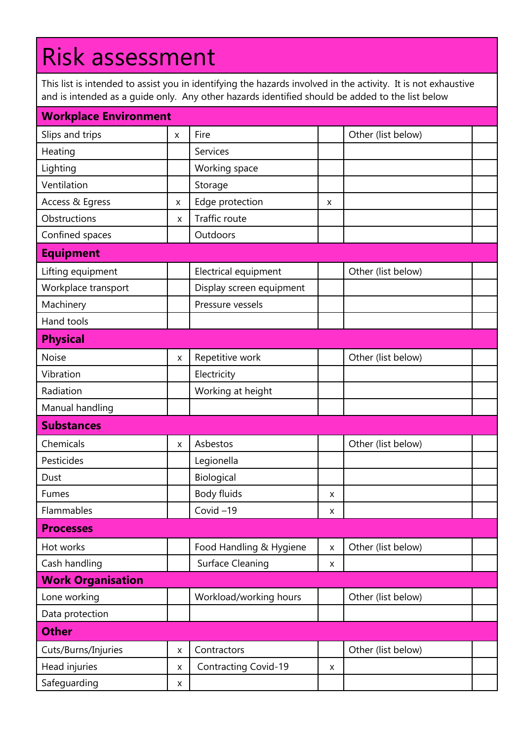# Risk assessment

This list is intended to assist you in identifying the hazards involved in the activity. It is not exhaustive and is intended as a guide only. Any other hazards identified should be added to the list below

| | | | | | |
|---|---|---|---|---|---|
| **Workplace Environment** | | | | | |
| Slips and trips | x | Fire | | Other (list below) | |
| Heating | | Services | | | |
| Lighting | | Working space | | | |
| Ventilation | | Storage | | | |
| Access & Egress | x | Edge protection | x | | |
| Obstructions | x | Traffic route | | | |
| Confined spaces | | Outdoors | | | |
| **Equipment** | | | | | |
| Lifting equipment | | Electrical equipment | | Other (list below) | |
| Workplace transport | | Display screen equipment | | | |
| Machinery | | Pressure vessels | | | |
| Hand tools | | | | | |
| **Physical** | | | | | |
| Noise | x | Repetitive work | | Other (list below) | |
| Vibration | | Electricity | | | |
| Radiation | | Working at height | | | |
| Manual handling | | | | | |
| **Substances** | | | | | |
| Chemicals | x | Asbestos | | Other (list below) | |
| Pesticides | | Legionella | | | |
| Dust | | Biological | | | |
| Fumes | | Body fluids | x | | |
| Flammables | | Covid –19 | x | | |
| **Processes** | | | | | |
| Hot works | | Food Handling & Hygiene | x | Other (list below) | |
| Cash handling | | Surface Cleaning | x | | |
| **Work Organisation** | | | | | |
| Lone working | | Workload/working hours | | Other (list below) | |
| Data protection | | | | | |
| **Other** | | | | | |
| Cuts/Burns/Injuries | x | Contractors | | Other (list below) | |
| Head injuries | x | Contracting Covid-19 | x | | |
| Safeguarding | x | | | | |